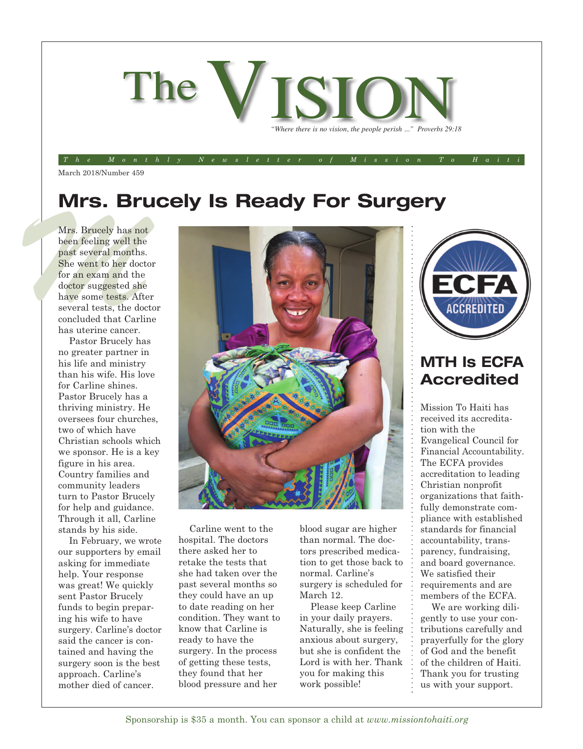# The VISION

*"Where there is no vision, the people perish ..." Proverbs 29:18*

*The Monthly Newsletter of Mission To Haiti*

March 2018/Number 459

## Mrs. Brucely Is Ready For Surgery

Mrs. Brucely has not been feeling well the past several months. She went to her doctor for an exam and the doctor suggested she have some tests. After several tests, the doctor concluded that Carline has uterine cancer.

Pastor Brucely has no greater partner in his life and ministry than his wife. His love for Carline shines. Pastor Brucely has a thriving ministry. He oversees four churches, two of which have Christian schools which we sponsor. He is a key figure in his area. Country families and community leaders turn to Pastor Brucely for help and guidance. Through it all, Carline stands by his side.

In February, we wrote our supporters by email asking for immediate help. Your response was great! We quickly sent Pastor Brucely funds to begin preparing his wife to have surgery. Carline's doctor said the cancer is contained and having the surgery soon is the best approach. Carline's mother died of cancer.

Carline went to the hospital. The doctors there asked her to retake the tests that she had taken over the past several months so they could have an up to date reading on her condition. They want to know that Carline is ready to have the surgery. In the process of getting these tests, they found that her blood pressure and her blood sugar are higher than normal. The doctors prescribed medication to get those back to normal. Carline's surgery is scheduled for March 12.

Please keep Carline in your daily prayers. Naturally, she is feeling anxious about surgery, but she is confident the Lord is with her. Thank you for making this work possible!

## MTH Is ECFA Accredited

Mission To Haiti has received its accreditation with the Evangelical Council for Financial Accountability. The ECFA provides accreditation to leading Christian nonprofit organizations that faithfully demonstrate compliance with established standards for financial accountability, transparency, fundraising, and board governance. We satisfied their requirements and are members of the ECFA.

We are working diligently to use your contributions carefully and prayerfully for the glory of God and the benefit of the children of Haiti. Thank you for trusting us with your support.

Sponsorship is $35 a month. You can sponsor a child at *www.missiontohaiti.org*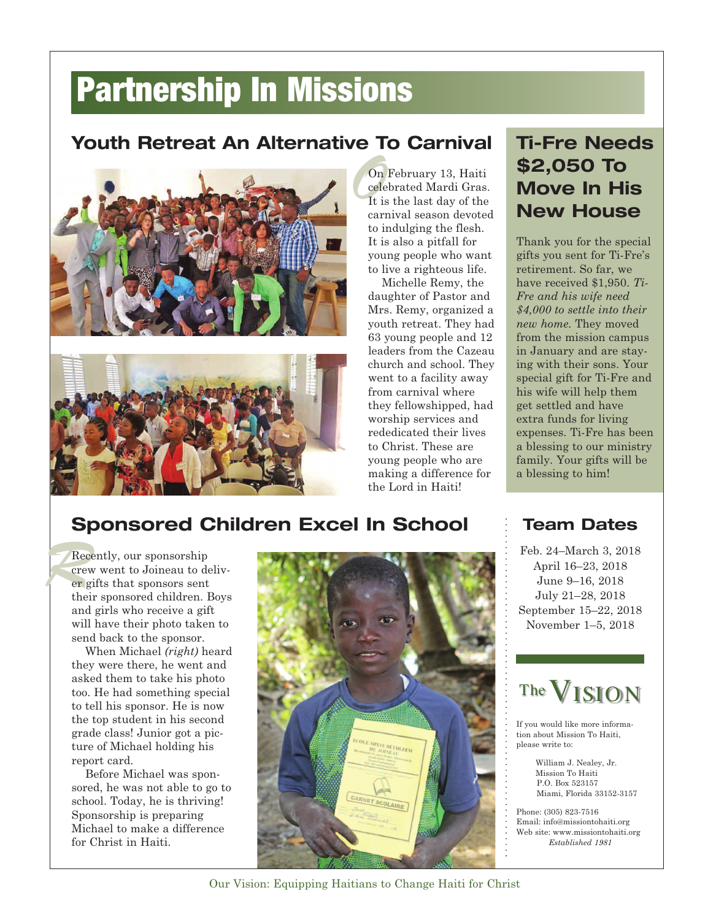# Partnership In Missions

## Youth Retreat An Alternative To Carnival

On February 13, Haiti celebrated Mardi Gras. It is the last day of the carnival season devoted to indulging the flesh. It is also a pitfall for young people who want to live a righteous life.

Michelle Remy, the daughter of Pastor and Mrs. Remy, organized a youth retreat. They had 63 young people and 12 leaders from the Cazeau church and school. They went to a facility away from carnival where they fellowshipped, had worship services and rededicated their lives to Christ. These are young people who are making a difference for the Lord in Haiti!

## Ti-Fre Needs $2,050 To Move In His New House

Thank you for the special gifts you sent for Ti-Fre's retirement. So far, we have received $1,950. *Ti-Fre and his wife need $4,000 to settle into their new home.* They moved from the mission campus in January and are staying with their sons. Your special gift for Ti-Fre and his wife will help them get settled and have extra funds for living expenses. Ti-Fre has been a blessing to our ministry family. Your gifts will be a blessing to him!

## Sponsored Children Excel In School

Recently, our sponsorship crew went to Joineau to deliver gifts that sponsors sent their sponsored children. Boys and girls who receive a gift will have their photo taken to send back to the sponsor.

When Michael *(right)* heard they were there, he went and asked them to take his photo too. He had something special to tell his sponsor. He is now the top student in his second grade class! Junior got a picture of Michael holding his report card.

Before Michael was sponsored, he was not able to go to school. Today, he is thriving! Sponsorship is preparing Michael to make a difference for Christ in Haiti.

## Team Dates

Feb. 24–March 3, 2018
April 16–23, 2018
June 9–16, 2018
July 21–28, 2018
September 15–22, 2018
November 1–5, 2018

## The VISION

If you would like more information about Mission To Haiti, please write to:

William J. Nealey, Jr.
Mission To Haiti
P.O. Box 523157
Miami, Florida 33152-3157

Phone: (305) 823-7516
Email: info@missiontohaiti.org
Web site: www.missiontohaiti.org
*Established 1981*

Our Vision: Equipping Haitians to Change Haiti for Christ